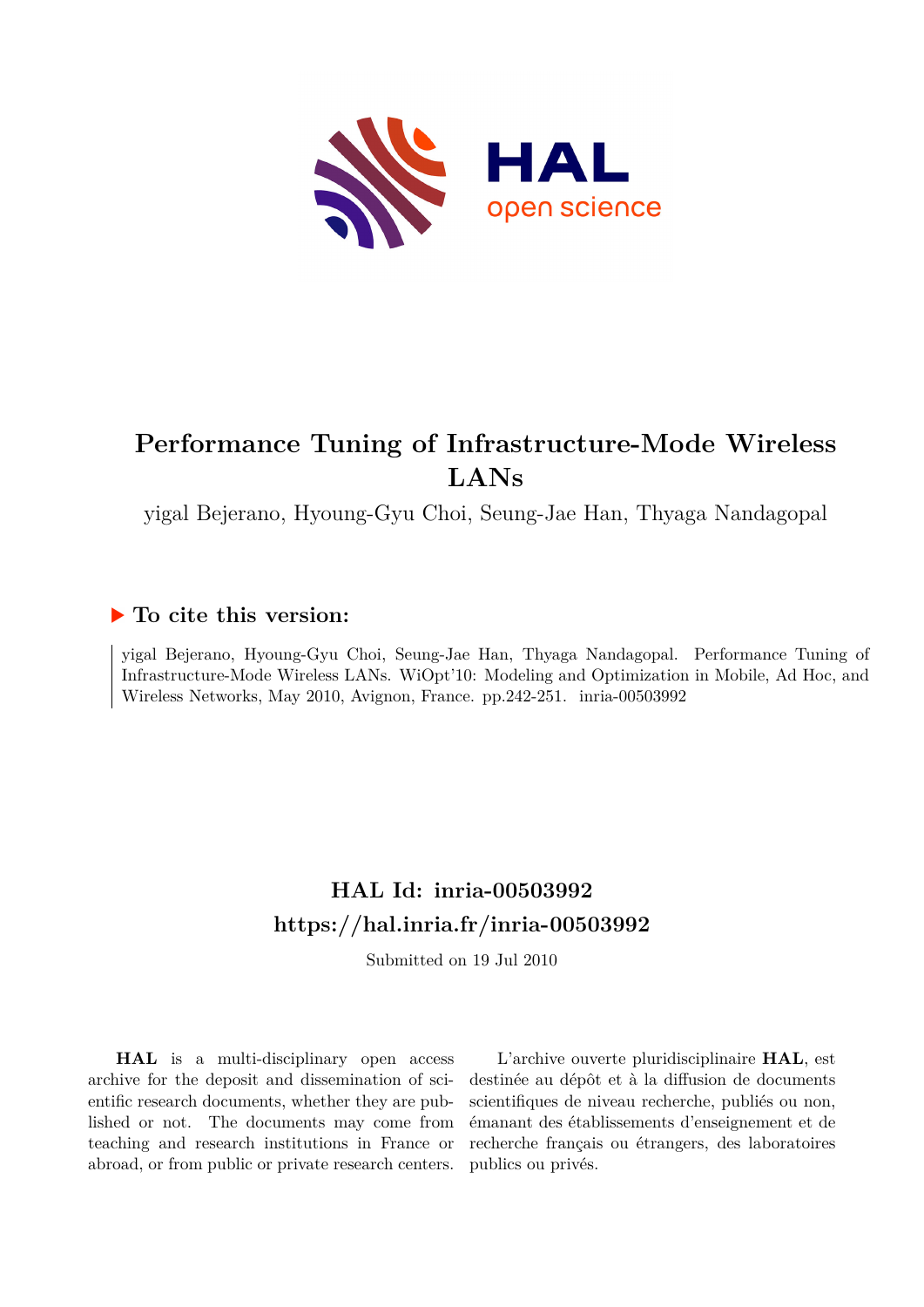# Performance Tuning of Infrastructure-Mode Wireless LANs

yigal Bejerano, Hyoung-Gyu Choi, Seung-Jae Han, Thyaga Nandagopal

## ▶ To cite this version:

yigal Bejerano, Hyoung-Gyu Choi, Seung-Jae Han, Thyaga Nandagopal. Performance Tuning of Infrastructure-Mode Wireless LANs. WiOpt'10: Modeling and Optimization in Mobile, Ad Hoc, and Wireless Networks, May 2010, Avignon, France. pp.242-251. inria-00503992

## HAL Id: inria-00503992
## https://hal.inria.fr/inria-00503992

Submitted on 19 Jul 2010

**HAL** is a multi-disciplinary open access archive for the deposit and dissemination of scientific research documents, whether they are published or not. The documents may come from teaching and research institutions in France or abroad, or from public or private research centers.

L'archive ouverte pluridisciplinaire **HAL**, est destinée au dépôt et à la diffusion de documents scientifiques de niveau recherche, publiés ou non, émanant des établissements d'enseignement et de recherche français ou étrangers, des laboratoires publics ou privés.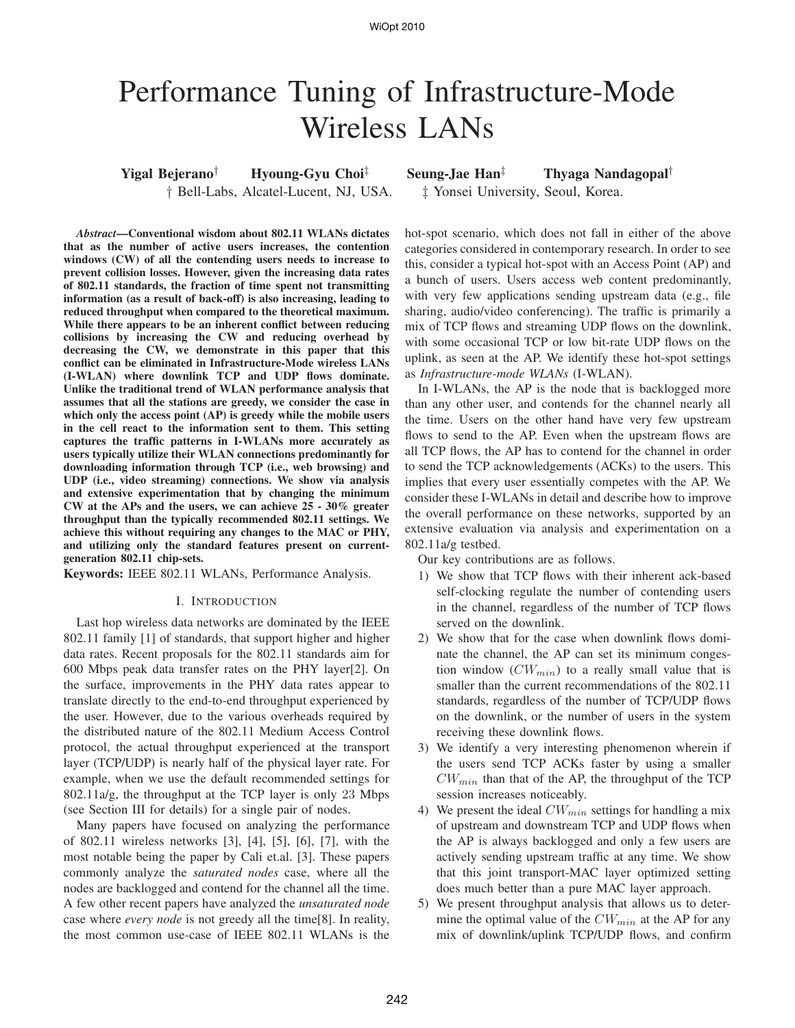# Performance Tuning of Infrastructure-Mode Wireless LANs

**Yigal Bejerano**[†] **Hyoung-Gyu Choi**[‡] **Seung-Jae Han**[‡] **Thyaga Nandagopal**[†]

[†] Bell-Labs, Alcatel-Lucent, NJ, USA. [‡] Yonsei University, Seoul, Korea.

***Abstract*—Conventional wisdom about 802.11 WLANs dictates that as the number of active users increases, the contention windows (CW) of all the contending users needs to increase to prevent collision losses. However, given the increasing data rates of 802.11 standards, the fraction of time spent not transmitting information (as a result of back-off) is also increasing, leading to reduced throughput when compared to the theoretical maximum. While there appears to be an inherent conflict between reducing collisions by increasing the CW and reducing overhead by decreasing the CW, we demonstrate in this paper that this conflict can be eliminated in Infrastructure-Mode wireless LANs (I-WLAN) where downlink TCP and UDP flows dominate. Unlike the traditional trend of WLAN performance analysis that assumes that all the stations are greedy, we consider the case in which only the access point (AP) is greedy while the mobile users in the cell react to the information sent to them. This setting captures the traffic patterns in I-WLANs more accurately as users typically utilize their WLAN connections predominantly for downloading information through TCP (i.e., web browsing) and UDP (i.e., video streaming) connections. We show via analysis and extensive experimentation that by changing the minimum CW at the APs and the users, we can achieve 25 - 30% greater throughput than the typically recommended 802.11 settings. We achieve this without requiring any changes to the MAC or PHY, and utilizing only the standard features present on current-generation 802.11 chip-sets.**

**Keywords:** IEEE 802.11 WLANs, Performance Analysis.

## I. Introduction

Last hop wireless data networks are dominated by the IEEE 802.11 family [1] of standards, that support higher and higher data rates. Recent proposals for the 802.11 standards aim for 600 Mbps peak data transfer rates on the PHY layer[2]. On the surface, improvements in the PHY data rates appear to translate directly to the end-to-end throughput experienced by the user. However, due to the various overheads required by the distributed nature of the 802.11 Medium Access Control protocol, the actual throughput experienced at the transport layer (TCP/UDP) is nearly half of the physical layer rate. For example, when we use the default recommended settings for 802.11a/g, the throughput at the TCP layer is only 23 Mbps (see Section III for details) for a single pair of nodes.

Many papers have focused on analyzing the performance of 802.11 wireless networks [3], [4], [5], [6], [7], with the most notable being the paper by Cali et.al. [3]. These papers commonly analyze the *saturated nodes* case, where all the nodes are backlogged and contend for the channel all the time. A few other recent papers have analyzed the *unsaturated node* case where *every node* is not greedy all the time[8]. In reality, the most common use-case of IEEE 802.11 WLANs is the hot-spot scenario, which does not fall in either of the above categories considered in contemporary research. In order to see this, consider a typical hot-spot with an Access Point (AP) and a bunch of users. Users access web content predominantly, with very few applications sending upstream data (e.g., file sharing, audio/video conferencing). The traffic is primarily a mix of TCP flows and streaming UDP flows on the downlink, with some occasional TCP or low bit-rate UDP flows on the uplink, as seen at the AP. We identify these hot-spot settings as *Infrastructure-mode WLANs* (I-WLAN).

In I-WLANs, the AP is the node that is backlogged more than any other user, and contends for the channel nearly all the time. Users on the other hand have very few upstream flows to send to the AP. Even when the upstream flows are all TCP flows, the AP has to contend for the channel in order to send the TCP acknowledgements (ACKs) to the users. This implies that every user essentially competes with the AP. We consider these I-WLANs in detail and describe how to improve the overall performance on these networks, supported by an extensive evaluation via analysis and experimentation on a 802.11a/g testbed.

Our key contributions are as follows.

1) We show that TCP flows with their inherent ack-based self-clocking regulate the number of contending users in the channel, regardless of the number of TCP flows served on the downlink.
2) We show that for the case when downlink flows dominate the channel, the AP can set its minimum congestion window ($CW_{min}$) to a really small value that is smaller than the current recommendations of the 802.11 standards, regardless of the number of TCP/UDP flows on the downlink, or the number of users in the system receiving these downlink flows.
3) We identify a very interesting phenomenon wherein if the users send TCP ACKs faster by using a smaller $CW_{min}$ than that of the AP, the throughput of the TCP session increases noticeably.
4) We present the ideal $CW_{min}$ settings for handling a mix of upstream and downstream TCP and UDP flows when the AP is always backlogged and only a few users are actively sending upstream traffic at any time. We show that this joint transport-MAC layer optimized setting does much better than a pure MAC layer approach.
5) We present throughput analysis that allows us to determine the optimal value of the $CW_{min}$ at the AP for any mix of downlink/uplink TCP/UDP flows, and confirm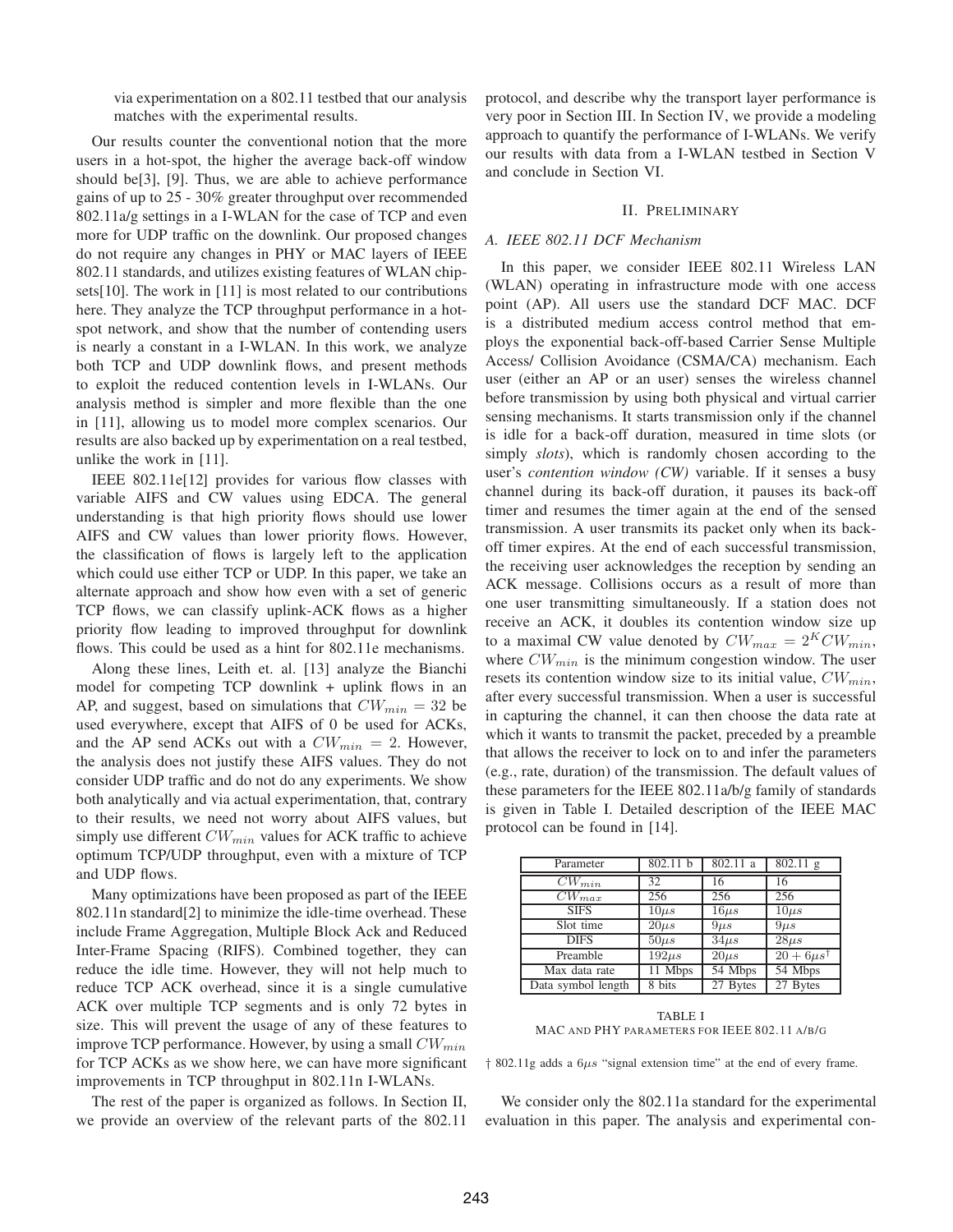via experimentation on a 802.11 testbed that our analysis matches with the experimental results.

Our results counter the conventional notion that the more users in a hot-spot, the higher the average back-off window should be[3], [9]. Thus, we are able to achieve performance gains of up to 25 - 30% greater throughput over recommended 802.11a/g settings in a I-WLAN for the case of TCP and even more for UDP traffic on the downlink. Our proposed changes do not require any changes in PHY or MAC layers of IEEE 802.11 standards, and utilizes existing features of WLAN chipsets[10]. The work in [11] is most related to our contributions here. They analyze the TCP throughput performance in a hotspot network, and show that the number of contending users is nearly a constant in a I-WLAN. In this work, we analyze both TCP and UDP downlink flows, and present methods to exploit the reduced contention levels in I-WLANs. Our analysis method is simpler and more flexible than the one in [11], allowing us to model more complex scenarios. Our results are also backed up by experimentation on a real testbed, unlike the work in [11].

IEEE 802.11e[12] provides for various flow classes with variable AIFS and CW values using EDCA. The general understanding is that high priority flows should use lower AIFS and CW values than lower priority flows. However, the classification of flows is largely left to the application which could use either TCP or UDP. In this paper, we take an alternate approach and show how even with a set of generic TCP flows, we can classify uplink-ACK flows as a higher priority flow leading to improved throughput for downlink flows. This could be used as a hint for 802.11e mechanisms.

Along these lines, Leith et. al. [13] analyze the Bianchi model for competing TCP downlink + uplink flows in an AP, and suggest, based on simulations that $CW_{min} = 32$ be used everywhere, except that AIFS of 0 be used for ACKs, and the AP send ACKs out with a $CW_{min} = 2$. However, the analysis does not justify these AIFS values. They do not consider UDP traffic and do not do any experiments. We show both analytically and via actual experimentation, that, contrary to their results, we need not worry about AIFS values, but simply use different $CW_{min}$ values for ACK traffic to achieve optimum TCP/UDP throughput, even with a mixture of TCP and UDP flows.

Many optimizations have been proposed as part of the IEEE 802.11n standard[2] to minimize the idle-time overhead. These include Frame Aggregation, Multiple Block Ack and Reduced Inter-Frame Spacing (RIFS). Combined together, they can reduce the idle time. However, they will not help much to reduce TCP ACK overhead, since it is a single cumulative ACK over multiple TCP segments and is only 72 bytes in size. This will prevent the usage of any of these features to improve TCP performance. However, by using a small $CW_{min}$ for TCP ACKs as we show here, we can have more significant improvements in TCP throughput in 802.11n I-WLANs.

The rest of the paper is organized as follows. In Section II, we provide an overview of the relevant parts of the 802.11 protocol, and describe why the transport layer performance is very poor in Section III. In Section IV, we provide a modeling approach to quantify the performance of I-WLANs. We verify our results with data from a I-WLAN testbed in Section V and conclude in Section VI.

## II. Preliminary

### A. IEEE 802.11 DCF Mechanism

In this paper, we consider IEEE 802.11 Wireless LAN (WLAN) operating in infrastructure mode with one access point (AP). All users use the standard DCF MAC. DCF is a distributed medium access control method that employs the exponential back-off-based Carrier Sense Multiple Access/ Collision Avoidance (CSMA/CA) mechanism. Each user (either an AP or an user) senses the wireless channel before transmission by using both physical and virtual carrier sensing mechanisms. It starts transmission only if the channel is idle for a back-off duration, measured in time slots (or simply *slots*), which is randomly chosen according to the user's *contention window (CW)* variable. If it senses a busy channel during its back-off duration, it pauses its back-off timer and resumes the timer again at the end of the sensed transmission. A user transmits its packet only when its back-off timer expires. At the end of each successful transmission, the receiving user acknowledges the reception by sending an ACK message. Collisions occurs as a result of more than one user transmitting simultaneously. If a station does not receive an ACK, it doubles its contention window size up to a maximal CW value denoted by $CW_{max} = 2^K CW_{min}$, where $CW_{min}$ is the minimum congestion window. The user resets its contention window size to its initial value, $CW_{min}$, after every successful transmission. When a user is successful in capturing the channel, it can then choose the data rate at which it wants to transmit the packet, preceded by a preamble that allows the receiver to lock on to and infer the parameters (e.g., rate, duration) of the transmission. The default values of these parameters for the IEEE 802.11a/b/g family of standards is given in Table I. Detailed description of the IEEE MAC protocol can be found in [14].

| Parameter | 802.11 b | 802.11 a | 802.11 g |
|---|---|---|---|
| $CW_{min}$ | 32 | 16 | 16 |
| $CW_{max}$ | 256 | 256 | 256 |
| SIFS | $10\mu s$ | $16\mu s$ | $10\mu s$ |
| Slot time | $20\mu s$ | $9\mu s$ | $9\mu s$ |
| DIFS | $50\mu s$ | $34\mu s$ | $28\mu s$ |
| Preamble | $192\mu s$ | $20\mu s$ | $20 + 6\mu s^{\dagger}$ |
| Max data rate | 11 Mbps | 54 Mbps | 54 Mbps |
| Data symbol length | 8 bits | 27 Bytes | 27 Bytes |

TABLE I
MAC AND PHY PARAMETERS FOR IEEE 802.11 A/B/G

† 802.11g adds a $6\mu s$ "signal extension time" at the end of every frame.

We consider only the 802.11a standard for the experimental evaluation in this paper. The analysis and experimental con-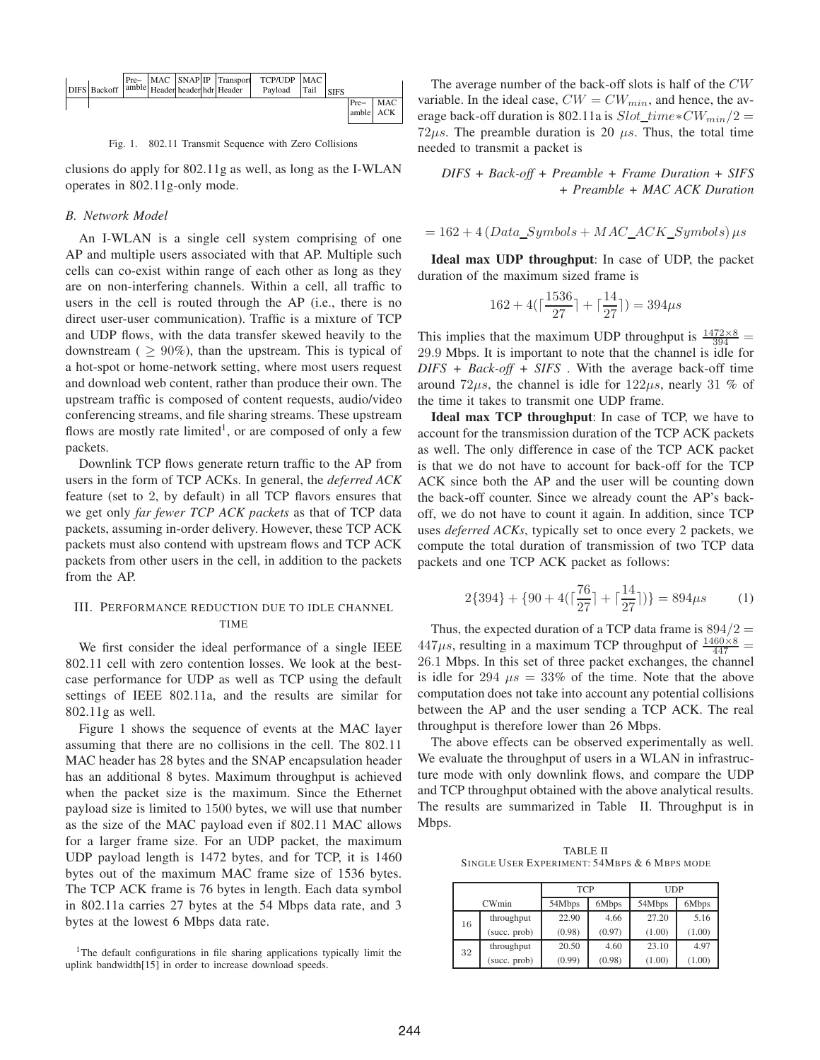| DIFS | Backoff | Pre-amble | MAC Header | SNAP header | IP hdr | Transport Header | TCP/UDP Payload | MAC Tail | SIFS | | |
|---|---|---|---|---|---|---|---|---|---|---|---|
| | | | | | | | | | | Pre-amble | MAC ACK |

Fig. 1. 802.11 Transmit Sequence with Zero Collisions

clusions do apply for 802.11g as well, as long as the I-WLAN operates in 802.11g-only mode.

### B. Network Model

An I-WLAN is a single cell system comprising of one AP and multiple users associated with that AP. Multiple such cells can co-exist within range of each other as long as they are on non-interfering channels. Within a cell, all traffic to users in the cell is routed through the AP (i.e., there is no direct user-user communication). Traffic is a mixture of TCP and UDP flows, with the data transfer skewed heavily to the downstream ( $\geq 90\%$), than the upstream. This is typical of a hot-spot or home-network setting, where most users request and download web content, rather than produce their own. The upstream traffic is composed of content requests, audio/video conferencing streams, and file sharing streams. These upstream flows are mostly rate limited[1], or are composed of only a few packets.

Downlink TCP flows generate return traffic to the AP from users in the form of TCP ACKs. In general, the *deferred ACK* feature (set to 2, by default) in all TCP flavors ensures that we get only *far fewer TCP ACK packets* as that of TCP data packets, assuming in-order delivery. However, these TCP ACK packets must also contend with upstream flows and TCP ACK packets from other users in the cell, in addition to the packets from the AP.

## III. Performance reduction due to idle channel time

We first consider the ideal performance of a single IEEE 802.11 cell with zero contention losses. We look at the best-case performance for UDP as well as TCP using the default settings of IEEE 802.11a, and the results are similar for 802.11g as well.

Figure 1 shows the sequence of events at the MAC layer assuming that there are no collisions in the cell. The 802.11 MAC header has 28 bytes and the SNAP encapsulation header has an additional 8 bytes. Maximum throughput is achieved when the packet size is the maximum. Since the Ethernet payload size is limited to 1500 bytes, we will use that number as the size of the MAC payload even if 802.11 MAC allows for a larger frame size. For an UDP packet, the maximum UDP payload length is 1472 bytes, and for TCP, it is 1460 bytes out of the maximum MAC frame size of 1536 bytes. The TCP ACK frame is 76 bytes in length. Each data symbol in 802.11a carries 27 bytes at the 54 Mbps data rate, and 3 bytes at the lowest 6 Mbps data rate.

[1]The default configurations in file sharing applications typically limit the uplink bandwidth[15] in order to increase download speeds.

The average number of the back-off slots is half of the $CW$ variable. In the ideal case, $CW = CW_{min}$, and hence, the average back-off duration is 802.11a is $Slot\_time * CW_{min}/2 = 72\mu s$. The preamble duration is 20 $\mu s$. Thus, the total time needed to transmit a packet is

$$\textit{DIFS + Back-off + Preamble + Frame Duration + SIFS + Preamble + MAC ACK Duration}$$

$$= 162 + 4\,(Data\_Symbols + MAC\_ACK\_Symbols)\,\mu s$$

**Ideal max UDP throughput**: In case of UDP, the packet duration of the maximum sized frame is

$$162 + 4(\lceil \frac{1536}{27} \rceil + \lceil \frac{14}{27} \rceil) = 394\mu s$$

This implies that the maximum UDP throughput is $\frac{1472 \times 8}{394} = 29.9$ Mbps. It is important to note that the channel is idle for *DIFS + Back-off + SIFS* . With the average back-off time around $72\mu s$, the channel is idle for $122\mu s$, nearly 31 % of the time it takes to transmit one UDP frame.

**Ideal max TCP throughput**: In case of TCP, we have to account for the transmission duration of the TCP ACK packets as well. The only difference in case of the TCP ACK packet is that we do not have to account for back-off for the TCP ACK since both the AP and the user will be counting down the back-off counter. Since we already count the AP's back-off, we do not have to count it again. In addition, since TCP uses *deferred ACKs*, typically set to once every 2 packets, we compute the total duration of transmission of two TCP data packets and one TCP ACK packet as follows:

$$2\{394\} + \{90 + 4(\lceil \frac{76}{27} \rceil + \lceil \frac{14}{27} \rceil)\} = 894\mu s \qquad (1)$$

Thus, the expected duration of a TCP data frame is $894/2 = 447\mu s$, resulting in a maximum TCP throughput of $\frac{1460 \times 8}{447} = 26.1$ Mbps. In this set of three packet exchanges, the channel is idle for $294\ \mu s = 33\%$ of the time. Note that the above computation does not take into account any potential collisions between the AP and the user sending a TCP ACK. The real throughput is therefore lower than 26 Mbps.

The above effects can be observed experimentally as well. We evaluate the throughput of users in a WLAN in infrastructure mode with only downlink flows, and compare the UDP and TCP throughput obtained with the above analytical results. The results are summarized in Table II. Throughput is in Mbps.

TABLE II
Single User Experiment: 54Mbps & 6 Mbps mode

| CWmin | | TCP | | UDP | |
|---|---|---|---|---|---|
| | | 54Mbps | 6Mbps | 54Mbps | 6Mbps |
| 16 | throughput | 22.90 | 4.66 | 27.20 | 5.16 |
| | (succ. prob) | (0.98) | (0.97) | (1.00) | (1.00) |
| 32 | throughput | 20.50 | 4.60 | 23.10 | 4.97 |
| | (succ. prob) | (0.99) | (0.98) | (1.00) | (1.00) |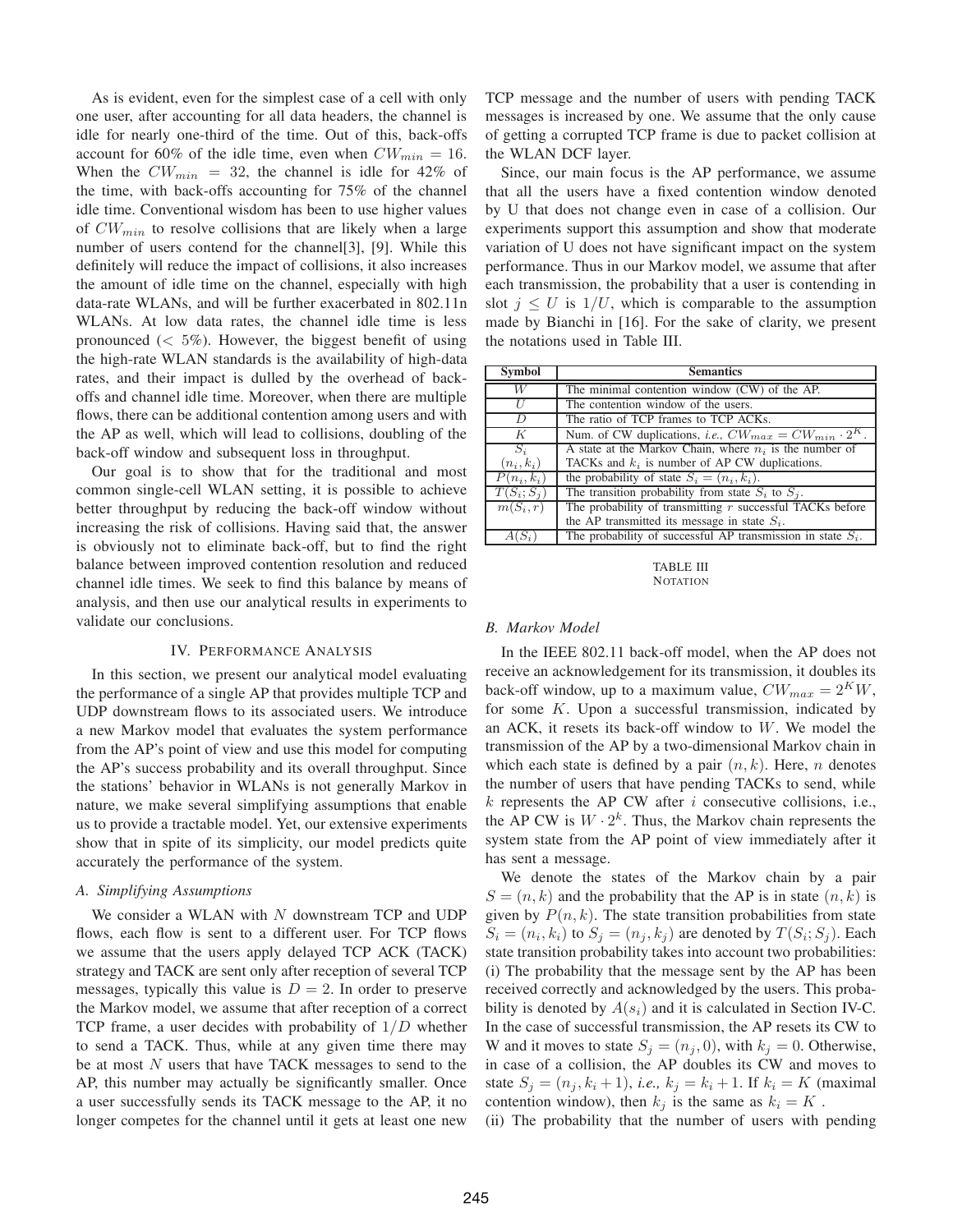As is evident, even for the simplest case of a cell with only one user, after accounting for all data headers, the channel is idle for nearly one-third of the time. Out of this, back-offs account for 60% of the idle time, even when $CW_{min} = 16$. When the $CW_{min} = 32$, the channel is idle for 42% of the time, with back-offs accounting for 75% of the channel idle time. Conventional wisdom has been to use higher values of $CW_{min}$ to resolve collisions that are likely when a large number of users contend for the channel[3], [9]. While this definitely will reduce the impact of collisions, it also increases the amount of idle time on the channel, especially with high data-rate WLANs, and will be further exacerbated in 802.11n WLANs. At low data rates, the channel idle time is less pronounced ($< 5\%$). However, the biggest benefit of using the high-rate WLAN standards is the availability of high-data rates, and their impact is dulled by the overhead of back-offs and channel idle time. Moreover, when there are multiple flows, there can be additional contention among users and with the AP as well, which will lead to collisions, doubling of the back-off window and subsequent loss in throughput.

Our goal is to show that for the traditional and most common single-cell WLAN setting, it is possible to achieve better throughput by reducing the back-off window without increasing the risk of collisions. Having said that, the answer is obviously not to eliminate back-off, but to find the right balance between improved contention resolution and reduced channel idle times. We seek to find this balance by means of analysis, and then use our analytical results in experiments to validate our conclusions.

## IV. Performance Analysis

In this section, we present our analytical model evaluating the performance of a single AP that provides multiple TCP and UDP downstream flows to its associated users. We introduce a new Markov model that evaluates the system performance from the AP's point of view and use this model for computing the AP's success probability and its overall throughput. Since the stations' behavior in WLANs is not generally Markov in nature, we make several simplifying assumptions that enable us to provide a tractable model. Yet, our extensive experiments show that in spite of its simplicity, our model predicts quite accurately the performance of the system.

### A. Simplifying Assumptions

We consider a WLAN with $N$ downstream TCP and UDP flows, each flow is sent to a different user. For TCP flows we assume that the users apply delayed TCP ACK (TACK) strategy and TACK are sent only after reception of several TCP messages, typically this value is $D = 2$. In order to preserve the Markov model, we assume that after reception of a correct TCP frame, a user decides with probability of $1/D$ whether to send a TACK. Thus, while at any given time there may be at most $N$ users that have TACK messages to send to the AP, this number may actually be significantly smaller. Once a user successfully sends its TACK message to the AP, it no longer competes for the channel until it gets at least one new TCP message and the number of users with pending TACK messages is increased by one. We assume that the only cause of getting a corrupted TCP frame is due to packet collision at the WLAN DCF layer.

Since, our main focus is the AP performance, we assume that all the users have a fixed contention window denoted by U that does not change even in case of a collision. Our experiments support this assumption and show that moderate variation of U does not have significant impact on the system performance. Thus in our Markov model, we assume that after each transmission, the probability that a user is contending in slot $j \leq U$ is $1/U$, which is comparable to the assumption made by Bianchi in [16]. For the sake of clarity, we present the notations used in Table III.

| Symbol | Semantics |
|---|---|
| $W$ | The minimal contention window (CW) of the AP. |
| $U$ | The contention window of the users. |
| $D$ | The ratio of TCP frames to TCP ACKs. |
| $K$ | Num. of CW duplications, *i.e.,* $CW_{max} = CW_{min} \cdot 2^K$. |
| $S_i$ $(n_i, k_i)$ | A state at the Markov Chain, where $n_i$ is the number of TACKs and $k_i$ is number of AP CW duplications. |
| $P(n_i, k_i)$ | the probability of state $S_i = (n_i, k_i)$. |
| $T(S_i; S_j)$ | The transition probability from state $S_i$ to $S_j$. |
| $m(S_i, r)$ | The probability of transmitting $r$ successful TACKs before the AP transmitted its message in state $S_i$. |
| $A(S_i)$ | The probability of successful AP transmission in state $S_i$. |

TABLE III
NOTATION

### B. Markov Model

In the IEEE 802.11 back-off model, when the AP does not receive an acknowledgement for its transmission, it doubles its back-off window, up to a maximum value, $CW_{max} = 2^K W$, for some $K$. Upon a successful transmission, indicated by an ACK, it resets its back-off window to $W$. We model the transmission of the AP by a two-dimensional Markov chain in which each state is defined by a pair $(n, k)$. Here, $n$ denotes the number of users that have pending TACKs to send, while $k$ represents the AP CW after $i$ consecutive collisions, i.e., the AP CW is $W \cdot 2^k$. Thus, the Markov chain represents the system state from the AP point of view immediately after it has sent a message.

We denote the states of the Markov chain by a pair $S = (n, k)$ and the probability that the AP is in state $(n, k)$ is given by $P(n, k)$. The state transition probabilities from state $S_i = (n_i, k_i)$ to $S_j = (n_j, k_j)$ are denoted by $T(S_i; S_j)$. Each state transition probability takes into account two probabilities: (i) The probability that the message sent by the AP has been received correctly and acknowledged by the users. This probability is denoted by $A(s_i)$ and it is calculated in Section IV-C. In the case of successful transmission, the AP resets its CW to W and it moves to state $S_j = (n_j, 0)$, with $k_j = 0$. Otherwise, in case of a collision, the AP doubles its CW and moves to state $S_j = (n_j, k_i + 1)$, *i.e.,* $k_j = k_i + 1$. If $k_i = K$ (maximal contention window), then $k_j$ is the same as $k_i = K$ .
(ii) The probability that the number of users with pending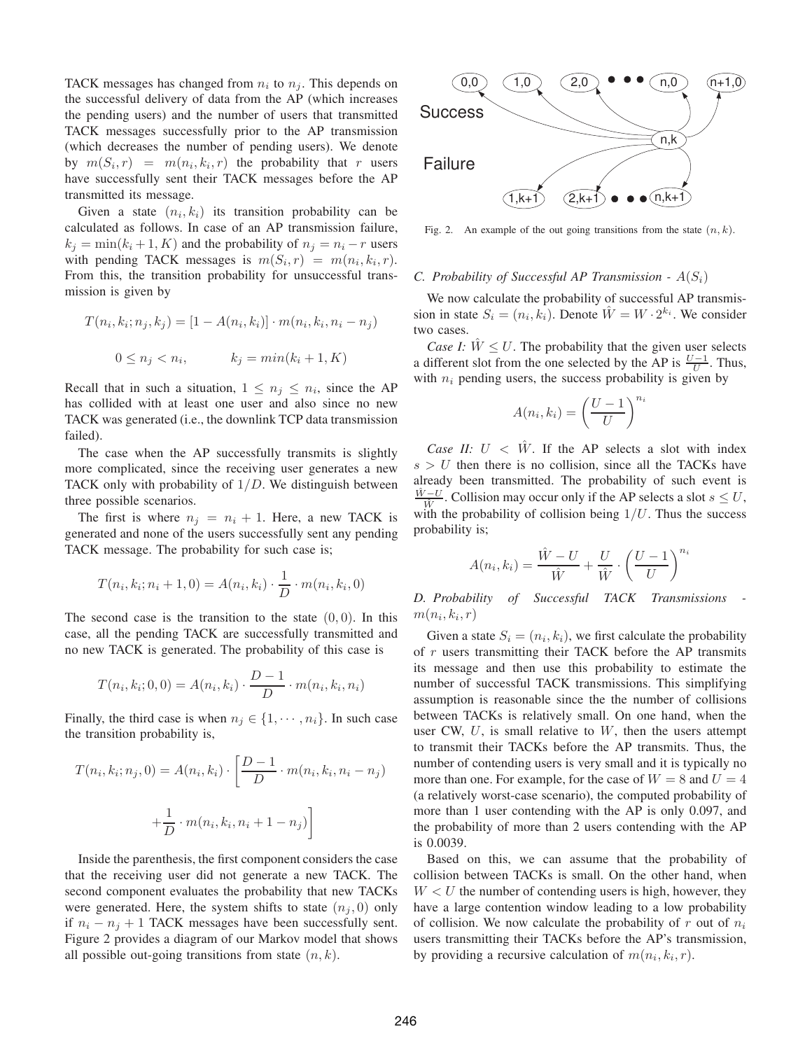TACK messages has changed from $n_i$ to $n_j$. This depends on the successful delivery of data from the AP (which increases the pending users) and the number of users that transmitted TACK messages successfully prior to the AP transmission (which decreases the number of pending users). We denote by $m(S_i, r) = m(n_i, k_i, r)$ the probability that $r$ users have successfully sent their TACK messages before the AP transmitted its message.

Given a state $(n_i, k_i)$ its transition probability can be calculated as follows. In case of an AP transmission failure, $k_j = \min(k_i + 1, K)$ and the probability of $n_j = n_i - r$ users with pending TACK messages is $m(S_i, r) = m(n_i, k_i, r)$. From this, the transition probability for unsuccessful transmission is given by

$$T(n_i, k_i; n_j, k_j) = [1 - A(n_i, k_i)] \cdot m(n_i, k_i, n_i - n_j)$$

$$0 \le n_j < n_i, \qquad k_j = min(k_i + 1, K)$$

Recall that in such a situation, $1 \le n_j \le n_i$, since the AP has collided with at least one user and also since no new TACK was generated (i.e., the downlink TCP data transmission failed).

The case when the AP successfully transmits is slightly more complicated, since the receiving user generates a new TACK only with probability of $1/D$. We distinguish between three possible scenarios.

The first is where $n_j = n_i + 1$. Here, a new TACK is generated and none of the users successfully sent any pending TACK message. The probability for such case is;

$$T(n_i, k_i; n_i + 1, 0) = A(n_i, k_i) \cdot \frac{1}{D} \cdot m(n_i, k_i, 0)$$

The second case is the transition to the state $(0, 0)$. In this case, all the pending TACK are successfully transmitted and no new TACK is generated. The probability of this case is

$$T(n_i, k_i; 0, 0) = A(n_i, k_i) \cdot \frac{D-1}{D} \cdot m(n_i, k_i, n_i)$$

Finally, the third case is when $n_j \in \{1, \cdots, n_i\}$. In such case the transition probability is,

$$T(n_i, k_i; n_j, 0) = A(n_i, k_i) \cdot \left[ \frac{D-1}{D} \cdot m(n_i, k_i, n_i - n_j) + \frac{1}{D} \cdot m(n_i, k_i, n_i + 1 - n_j) \right]$$

Inside the parenthesis, the first component considers the case that the receiving user did not generate a new TACK. The second component evaluates the probability that new TACKs were generated. Here, the system shifts to state $(n_j, 0)$ only if $n_i - n_j + 1$ TACK messages have been successfully sent. Figure 2 provides a diagram of our Markov model that shows all possible out-going transitions from state $(n, k)$.

Fig. 2. An example of the out going transitions from the state $(n, k)$.

### C. Probability of Successful AP Transmission - $A(S_i)$

We now calculate the probability of successful AP transmission in state $S_i = (n_i, k_i)$. Denote $\hat{W} = W \cdot 2^{k_i}$. We consider two cases.

*Case I:* $\hat{W} \le U$. The probability that the given user selects a different slot from the one selected by the AP is $\frac{U-1}{U}$. Thus, with $n_i$ pending users, the success probability is given by

$$A(n_i, k_i) = \left( \frac{U-1}{U} \right)^{n_i}$$

*Case II:* $U < \hat{W}$. If the AP selects a slot with index $s > U$ then there is no collision, since all the TACKs have already been transmitted. The probability of such event is $\frac{\hat{W}-U}{\hat{W}}$. Collision may occur only if the AP selects a slot $s \le U$, with the probability of collision being $1/U$. Thus the success probability is;

$$A(n_i, k_i) = \frac{\hat{W} - U}{\hat{W}} + \frac{U}{\hat{W}} \cdot \left( \frac{U-1}{U} \right)^{n_i}$$

### D. Probability of Successful TACK Transmissions - $m(n_i, k_i, r)$

Given a state $S_i = (n_i, k_i)$, we first calculate the probability of $r$ users transmitting their TACK before the AP transmits its message and then use this probability to estimate the number of successful TACK transmissions. This simplifying assumption is reasonable since the the number of collisions between TACKs is relatively small. On one hand, when the user CW, $U$, is small relative to $W$, then the users attempt to transmit their TACKs before the AP transmits. Thus, the number of contending users is very small and it is typically no more than one. For example, for the case of $W = 8$ and $U = 4$ (a relatively worst-case scenario), the computed probability of more than 1 user contending with the AP is only 0.097, and the probability of more than 2 users contending with the AP is 0.0039.

Based on this, we can assume that the probability of collision between TACKs is small. On the other hand, when $W < U$ the number of contending users is high, however, they have a large contention window leading to a low probability of collision. We now calculate the probability of $r$ out of $n_i$ users transmitting their TACKs before the AP's transmission, by providing a recursive calculation of $m(n_i, k_i, r)$.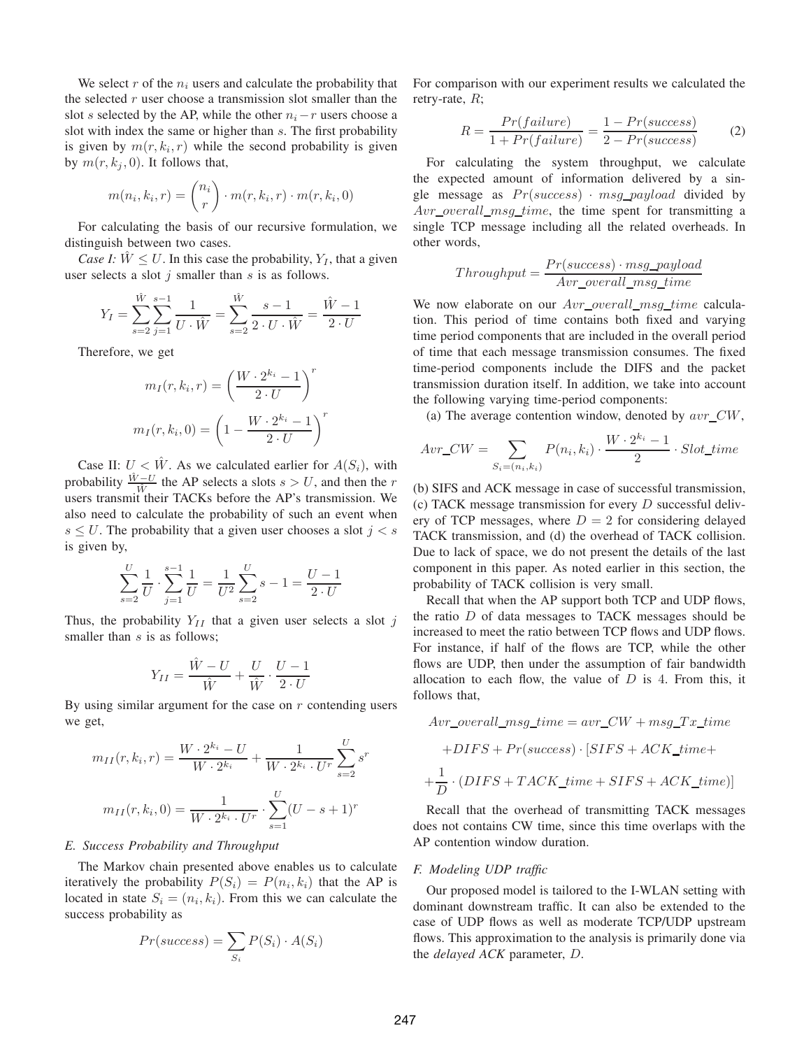We select $r$ of the $n_i$ users and calculate the probability that the selected $r$ user choose a transmission slot smaller than the slot $s$ selected by the AP, while the other $n_i - r$ users choose a slot with index the same or higher than $s$. The first probability is given by $m(r, k_i, r)$ while the second probability is given by $m(r, k_j, 0)$. It follows that,

$$m(n_i, k_i, r) = \binom{n_i}{r} \cdot m(r, k_i, r) \cdot m(r, k_i, 0)$$

For calculating the basis of our recursive formulation, we distinguish between two cases.

*Case I:* $\hat{W} \leq U$. In this case the probability, $Y_I$, that a given user selects a slot $j$ smaller than $s$ is as follows.

$$Y_I = \sum_{s=2}^{\hat{W}} \sum_{j=1}^{s-1} \frac{1}{U \cdot \hat{W}} = \sum_{s=2}^{\hat{W}} \frac{s-1}{2 \cdot U \cdot \hat{W}} = \frac{\hat{W}-1}{2 \cdot U}$$

Therefore, we get

$$m_I(r, k_i, r) = \left( \frac{W \cdot 2^{k_i} - 1}{2 \cdot U} \right)^r$$

$$m_I(r, k_i, 0) = \left( 1 - \frac{W \cdot 2^{k_i} - 1}{2 \cdot U} \right)^r$$

Case II: $U < \hat{W}$. As we calculated earlier for $A(S_i)$, with probability $\frac{\hat{W}-U}{\hat{W}}$ the AP selects a slots $s > U$, and then the $r$ users transmit their TACKs before the AP's transmission. We also need to calculate the probability of such an event when $s \leq U$. The probability that a given user chooses a slot $j < s$ is given by,

$$\sum_{s=2}^{U} \frac{1}{U} \cdot \sum_{j=1}^{s-1} \frac{1}{U} = \frac{1}{U^2} \sum_{s=2}^{U} s - 1 = \frac{U-1}{2 \cdot U}$$

Thus, the probability $Y_{II}$ that a given user selects a slot $j$ smaller than $s$ is as follows;

$$Y_{II} = \frac{\hat{W}-U}{\hat{W}} + \frac{U}{\hat{W}} \cdot \frac{U-1}{2 \cdot U}$$

By using similar argument for the case on $r$ contending users we get,

$$m_{II}(r, k_i, r) = \frac{W \cdot 2^{k_i} - U}{W \cdot 2^{k_i}} + \frac{1}{W \cdot 2^{k_i} \cdot U^r} \sum_{s=2}^{U} s^r$$

$$m_{II}(r, k_i, 0) = \frac{1}{W \cdot 2^{k_i} \cdot U^r} \cdot \sum_{s=1}^{U} (U - s + 1)^r$$

### *E. Success Probability and Throughput*

The Markov chain presented above enables us to calculate iteratively the probability $P(S_i) = P(n_i, k_i)$ that the AP is located in state $S_i = (n_i, k_i)$. From this we can calculate the success probability as

$$Pr(success) = \sum_{S_i} P(S_i) \cdot A(S_i)$$

For comparison with our experiment results we calculated the retry-rate, $R$;

$$R = \frac{Pr(failure)}{1 + Pr(failure)} = \frac{1 - Pr(success)}{2 - Pr(success)} \qquad (2)$$

For calculating the system throughput, we calculate the expected amount of information delivered by a single message as $Pr(success) \cdot msg\_payload$ divided by $Avr\_overall\_msg\_time$, the time spent for transmitting a single TCP message including all the related overheads. In other words,

$$Throughput = \frac{Pr(success) \cdot msg\_payload}{Avr\_overall\_msg\_time}$$

We now elaborate on our $Avr\_overall\_msg\_time$ calculation. This period of time contains both fixed and varying time period components that are included in the overall period of time that each message transmission consumes. The fixed time-period components include the DIFS and the packet transmission duration itself. In addition, we take into account the following varying time-period components:

(a) The average contention window, denoted by $avr\_CW$,

$$Avr\_CW = \sum_{S_i=(n_i,k_i)} P(n_i, k_i) \cdot \frac{W \cdot 2^{k_i} - 1}{2} \cdot Slot\_time$$

(b) SIFS and ACK message in case of successful transmission, (c) TACK message transmission for every $D$ successful delivery of TCP messages, where $D = 2$ for considering delayed TACK transmission, and (d) the overhead of TACK collision. Due to lack of space, we do not present the details of the last component in this paper. As noted earlier in this section, the probability of TACK collision is very small.

Recall that when the AP support both TCP and UDP flows, the ratio $D$ of data messages to TACK messages should be increased to meet the ratio between TCP flows and UDP flows. For instance, if half of the flows are TCP, while the other flows are UDP, then under the assumption of fair bandwidth allocation to each flow, the value of $D$ is 4. From this, it follows that,

$$Avr\_overall\_msg\_time = avr\_CW + msg\_Tx\_time$$
$$+ DIFS + Pr(success) \cdot [SIFS + ACK\_time +$$
$$+ \frac{1}{D} \cdot (DIFS + TACK\_time + SIFS + ACK\_time)]$$

Recall that the overhead of transmitting TACK messages does not contains CW time, since this time overlaps with the AP contention window duration.

### *F. Modeling UDP traffic*

Our proposed model is tailored to the I-WLAN setting with dominant downstream traffic. It can also be extended to the case of UDP flows as well as moderate TCP/UDP upstream flows. This approximation to the analysis is primarily done via the *delayed ACK* parameter, $D$.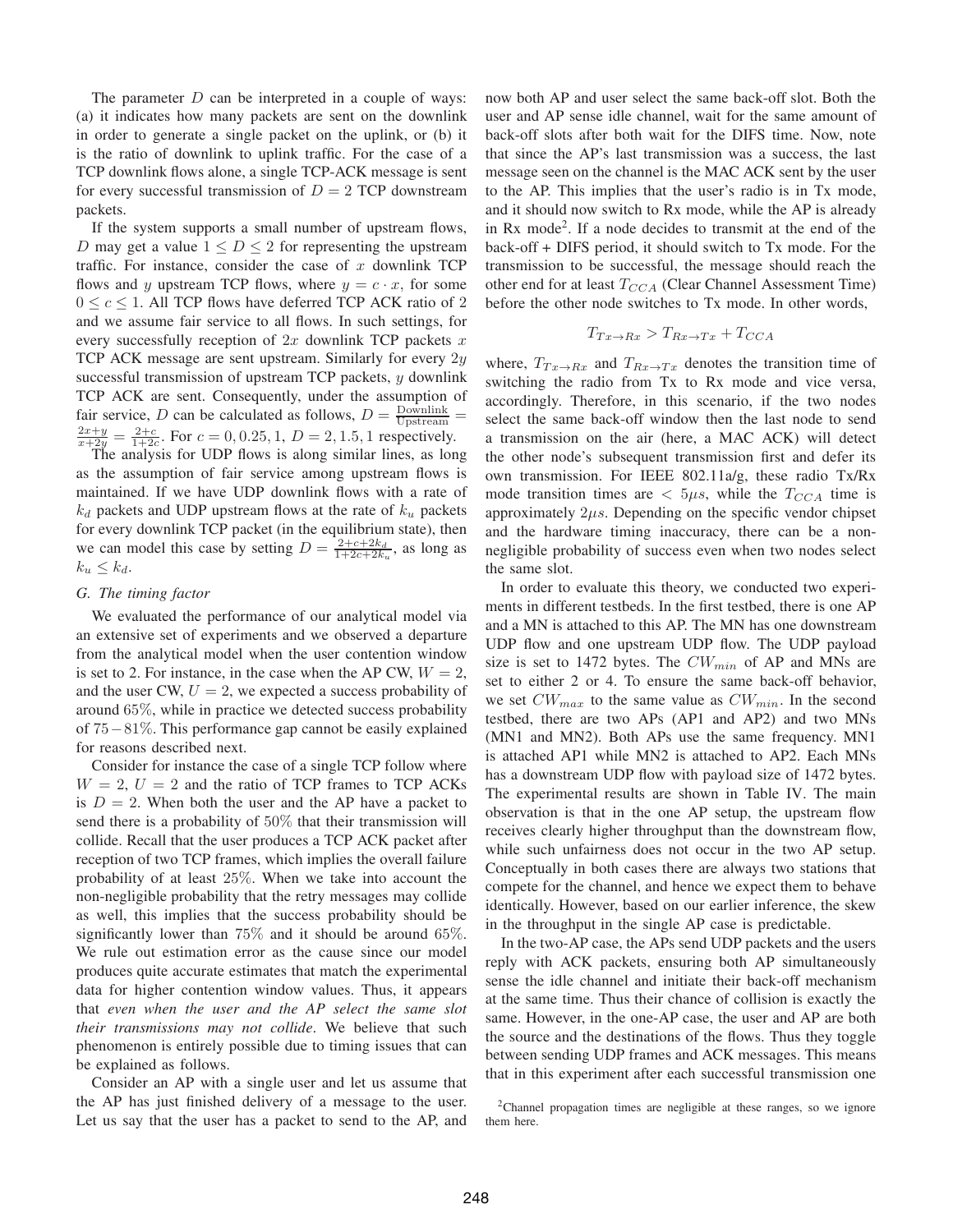The parameter $D$ can be interpreted in a couple of ways: (a) it indicates how many packets are sent on the downlink in order to generate a single packet on the uplink, or (b) it is the ratio of downlink to uplink traffic. For the case of a TCP downlink flows alone, a single TCP-ACK message is sent for every successful transmission of $D = 2$ TCP downstream packets.

If the system supports a small number of upstream flows, $D$ may get a value $1 \leq D \leq 2$ for representing the upstream traffic. For instance, consider the case of $x$ downlink TCP flows and $y$ upstream TCP flows, where $y = c \cdot x$, for some $0 \leq c \leq 1$. All TCP flows have deferred TCP ACK ratio of 2 and we assume fair service to all flows. In such settings, for every successfully reception of $2x$ downlink TCP packets $x$ TCP ACK message are sent upstream. Similarly for every $2y$ successful transmission of upstream TCP packets, $y$ downlink TCP ACK are sent. Consequently, under the assumption of fair service, $D$ can be calculated as follows, $D = \frac{\text{Downlink}}{\text{Upstream}} = \frac{2x+y}{x+2y} = \frac{2+c}{1+2c}$. For $c = 0, 0.25, 1$, $D = 2, 1.5, 1$ respectively.

The analysis for UDP flows is along similar lines, as long as the assumption of fair service among upstream flows is maintained. If we have UDP downlink flows with a rate of $k_d$ packets and UDP upstream flows at the rate of $k_u$ packets for every downlink TCP packet (in the equilibrium state), then we can model this case by setting $D = \frac{2+c+2k_d}{1+2c+2k_u}$, as long as $k_u \leq k_d$.

### G. The timing factor

We evaluated the performance of our analytical model via an extensive set of experiments and we observed a departure from the analytical model when the user contention window is set to 2. For instance, in the case when the AP CW, $W = 2$, and the user CW, $U = 2$, we expected a success probability of around 65%, while in practice we detected success probability of $75-81\%$. This performance gap cannot be easily explained for reasons described next.

Consider for instance the case of a single TCP follow where $W = 2$, $U = 2$ and the ratio of TCP frames to TCP ACKs is $D = 2$. When both the user and the AP have a packet to send there is a probability of 50% that their transmission will collide. Recall that the user produces a TCP ACK packet after reception of two TCP frames, which implies the overall failure probability of at least 25%. When we take into account the non-negligible probability that the retry messages may collide as well, this implies that the success probability should be significantly lower than 75% and it should be around 65%. We rule out estimation error as the cause since our model produces quite accurate estimates that match the experimental data for higher contention window values. Thus, it appears that *even when the user and the AP select the same slot their transmissions may not collide*. We believe that such phenomenon is entirely possible due to timing issues that can be explained as follows.

Consider an AP with a single user and let us assume that the AP has just finished delivery of a message to the user. Let us say that the user has a packet to send to the AP, and now both AP and user select the same back-off slot. Both the user and AP sense idle channel, wait for the same amount of back-off slots after both wait for the DIFS time. Now, note that since the AP's last transmission was a success, the last message seen on the channel is the MAC ACK sent by the user to the AP. This implies that the user's radio is in Tx mode, and it should now switch to Rx mode, while the AP is already in Rx mode[2]. If a node decides to transmit at the end of the back-off + DIFS period, it should switch to Tx mode. For the transmission to be successful, the message should reach the other end for at least $T_{CCA}$ (Clear Channel Assessment Time) before the other node switches to Tx mode. In other words,

$$T_{Tx \to Rx} > T_{Rx \to Tx} + T_{CCA}$$

where, $T_{Tx \to Rx}$ and $T_{Rx \to Tx}$ denotes the transition time of switching the radio from Tx to Rx mode and vice versa, accordingly. Therefore, in this scenario, if the two nodes select the same back-off window then the last node to send a transmission on the air (here, a MAC ACK) will detect the other node's subsequent transmission first and defer its own transmission. For IEEE 802.11a/g, these radio Tx/Rx mode transition times are $< 5\mu s$, while the $T_{CCA}$ time is approximately $2\mu s$. Depending on the specific vendor chipset and the hardware timing inaccuracy, there can be a non-negligible probability of success even when two nodes select the same slot.

In order to evaluate this theory, we conducted two experiments in different testbeds. In the first testbed, there is one AP and a MN is attached to this AP. The MN has one downstream UDP flow and one upstream UDP flow. The UDP payload size is set to 1472 bytes. The $CW_{min}$ of AP and MNs are set to either 2 or 4. To ensure the same back-off behavior, we set $CW_{max}$ to the same value as $CW_{min}$. In the second testbed, there are two APs (AP1 and AP2) and two MNs (MN1 and MN2). Both APs use the same frequency. MN1 is attached AP1 while MN2 is attached to AP2. Each MNs has a downstream UDP flow with payload size of 1472 bytes. The experimental results are shown in Table IV. The main observation is that in the one AP setup, the upstream flow receives clearly higher throughput than the downstream flow, while such unfairness does not occur in the two AP setup. Conceptually in both cases there are always two stations that compete for the channel, and hence we expect them to behave identically. However, based on our earlier inference, the skew in the throughput in the single AP case is predictable.

In the two-AP case, the APs send UDP packets and the users reply with ACK packets, ensuring both AP simultaneously sense the idle channel and initiate their back-off mechanism at the same time. Thus their chance of collision is exactly the same. However, in the one-AP case, the user and AP are both the source and the destinations of the flows. Thus they toggle between sending UDP frames and ACK messages. This means that in this experiment after each successful transmission one

[2] Channel propagation times are negligible at these ranges, so we ignore them here.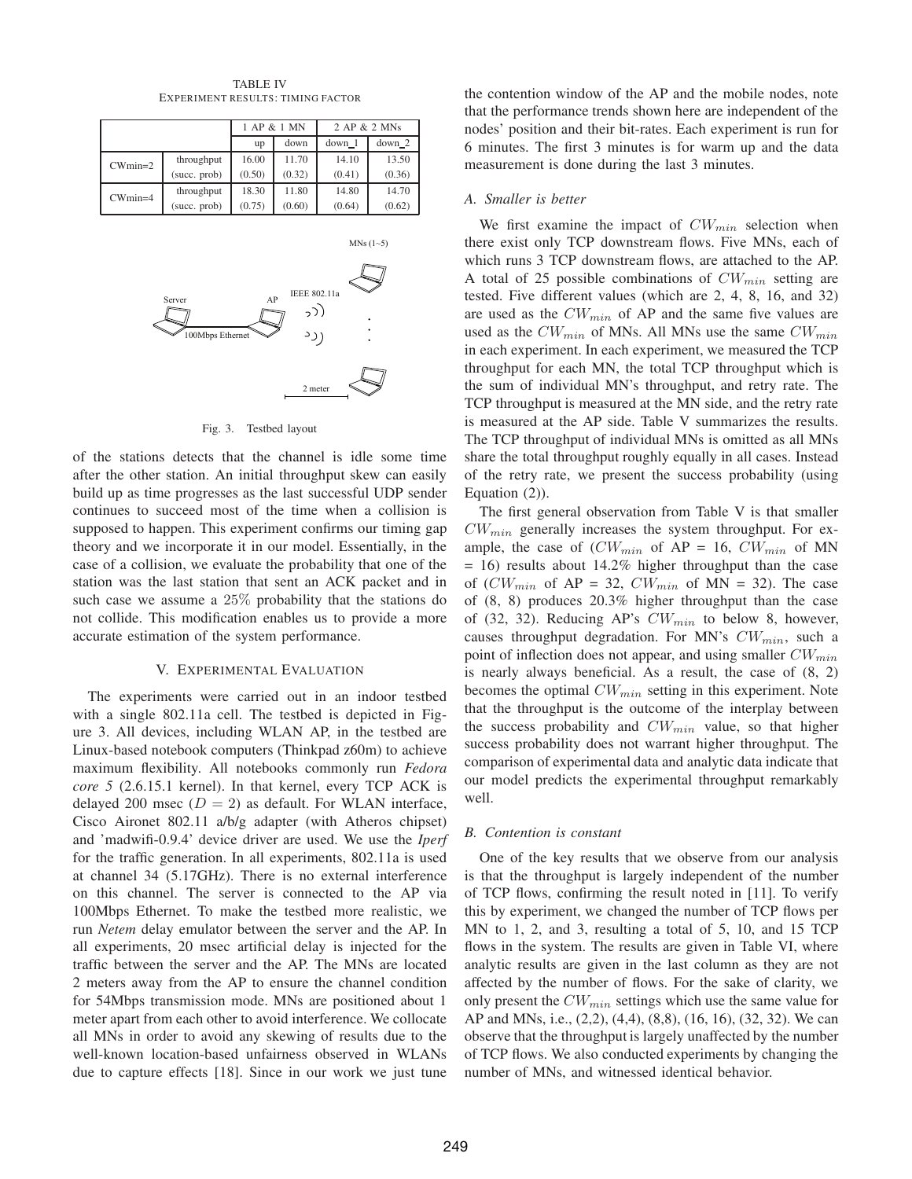TABLE IV
EXPERIMENT RESULTS: TIMING FACTOR

| | | 1 AP & 1 MN | | 2 AP & 2 MNs | |
|---|---|---|---|---|---|
| | | up | down | down_1 | down_2 |
| CWmin=2 | throughput | 16.00 | 11.70 | 14.10 | 13.50 |
| | (succ. prob) | (0.50) | (0.32) | (0.41) | (0.36) |
| CWmin=4 | throughput | 18.30 | 11.80 | 14.80 | 14.70 |
| | (succ. prob) | (0.75) | (0.60) | (0.64) | (0.62) |

Fig. 3. Testbed layout

of the stations detects that the channel is idle some time after the other station. An initial throughput skew can easily build up as time progresses as the last successful UDP sender continues to succeed most of the time when a collision is supposed to happen. This experiment confirms our timing gap theory and we incorporate it in our model. Essentially, in the case of a collision, we evaluate the probability that one of the station was the last station that sent an ACK packet and in such case we assume a 25% probability that the stations do not collide. This modification enables us to provide a more accurate estimation of the system performance.

## V. Experimental Evaluation

The experiments were carried out in an indoor testbed with a single 802.11a cell. The testbed is depicted in Figure 3. All devices, including WLAN AP, in the testbed are Linux-based notebook computers (Thinkpad z60m) to achieve maximum flexibility. All notebooks commonly run *Fedora core 5* (2.6.15.1 kernel). In that kernel, every TCP ACK is delayed 200 msec ($D = 2$) as default. For WLAN interface, Cisco Aironet 802.11 a/b/g adapter (with Atheros chipset) and 'madwifi-0.9.4' device driver are used. We use the *Iperf* for the traffic generation. In all experiments, 802.11a is used at channel 34 (5.17GHz). There is no external interference on this channel. The server is connected to the AP via 100Mbps Ethernet. To make the testbed more realistic, we run *Netem* delay emulator between the server and the AP. In all experiments, 20 msec artificial delay is injected for the traffic between the server and the AP. The MNs are located 2 meters away from the AP to ensure the channel condition for 54Mbps transmission mode. MNs are positioned about 1 meter apart from each other to avoid interference. We collocate all MNs in order to avoid any skewing of results due to the well-known location-based unfairness observed in WLANs due to capture effects [18]. Since in our work we just tune the contention window of the AP and the mobile nodes, note that the performance trends shown here are independent of the nodes' position and their bit-rates. Each experiment is run for 6 minutes. The first 3 minutes is for warm up and the data measurement is done during the last 3 minutes.

### A. Smaller is better

We first examine the impact of $CW_{min}$ selection when there exist only TCP downstream flows. Five MNs, each of which runs 3 TCP downstream flows, are attached to the AP. A total of 25 possible combinations of $CW_{min}$ setting are tested. Five different values (which are 2, 4, 8, 16, and 32) are used as the $CW_{min}$ of AP and the same five values are used as the $CW_{min}$ of MNs. All MNs use the same $CW_{min}$ in each experiment. In each experiment, we measured the TCP throughput for each MN, the total TCP throughput which is the sum of individual MN's throughput, and retry rate. The TCP throughput is measured at the MN side, and the retry rate is measured at the AP side. Table V summarizes the results. The TCP throughput of individual MNs is omitted as all MNs share the total throughput roughly equally in all cases. Instead of the retry rate, we present the success probability (using Equation (2)).

The first general observation from Table V is that smaller $CW_{min}$ generally increases the system throughput. For example, the case of ($CW_{min}$ of AP = 16, $CW_{min}$ of MN = 16) results about 14.2% higher throughput than the case of ($CW_{min}$ of AP = 32, $CW_{min}$ of MN = 32). The case of (8, 8) produces 20.3% higher throughput than the case of (32, 32). Reducing AP's $CW_{min}$ to below 8, however, causes throughput degradation. For MN's $CW_{min}$, such a point of inflection does not appear, and using smaller $CW_{min}$ is nearly always beneficial. As a result, the case of (8, 2) becomes the optimal $CW_{min}$ setting in this experiment. Note that the throughput is the outcome of the interplay between the success probability and $CW_{min}$ value, so that higher success probability does not warrant higher throughput. The comparison of experimental data and analytic data indicate that our model predicts the experimental throughput remarkably well.

### B. Contention is constant

One of the key results that we observe from our analysis is that the throughput is largely independent of the number of TCP flows, confirming the result noted in [11]. To verify this by experiment, we changed the number of TCP flows per MN to 1, 2, and 3, resulting a total of 5, 10, and 15 TCP flows in the system. The results are given in Table VI, where analytic results are given in the last column as they are not affected by the number of flows. For the sake of clarity, we only present the $CW_{min}$ settings which use the same value for AP and MNs, i.e., (2,2), (4,4), (8,8), (16, 16), (32, 32). We can observe that the throughput is largely unaffected by the number of TCP flows. We also conducted experiments by changing the number of MNs, and witnessed identical behavior.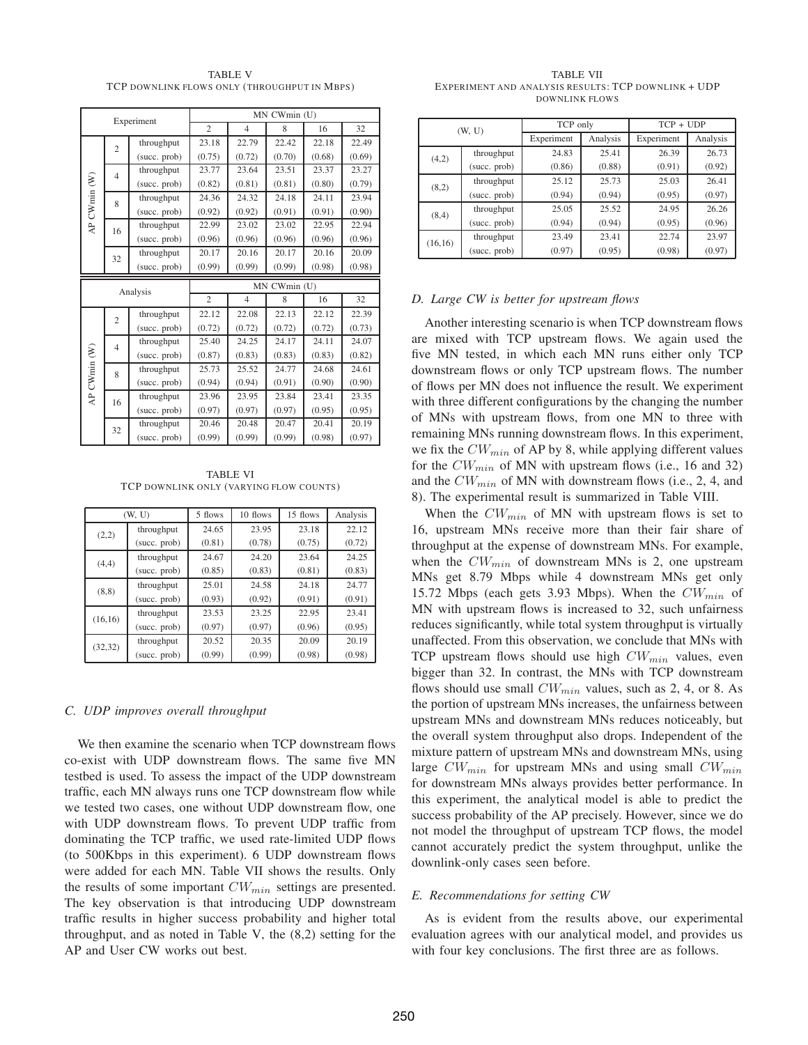TABLE V
TCP DOWNLINK FLOWS ONLY (THROUGHPUT IN MBPS)

| Experiment | | | MN CWmin (U) | | | | |
|---|---|---|---|---|---|---|---|
| | | | 2 | 4 | 8 | 16 | 32 |
| AP CWmin (W) | 2 | throughput | 23.18 | 22.79 | 22.42 | 22.18 | 22.49 |
| | | (succ. prob) | (0.75) | (0.72) | (0.70) | (0.68) | (0.69) |
| | 4 | throughput | 23.77 | 23.64 | 23.51 | 23.37 | 23.27 |
| | | (succ. prob) | (0.82) | (0.81) | (0.81) | (0.80) | (0.79) |
| | 8 | throughput | 24.36 | 24.32 | 24.18 | 24.11 | 23.94 |
| | | (succ. prob) | (0.92) | (0.92) | (0.91) | (0.91) | (0.90) |
| | 16 | throughput | 22.99 | 23.02 | 23.02 | 22.95 | 22.94 |
| | | (succ. prob) | (0.96) | (0.96) | (0.96) | (0.96) | (0.96) |
| | 32 | throughput | 20.17 | 20.16 | 20.17 | 20.16 | 20.09 |
| | | (succ. prob) | (0.99) | (0.99) | (0.99) | (0.98) | (0.98) |

| Analysis | | | MN CWmin (U) | | | | |
|---|---|---|---|---|---|---|---|
| | | | 2 | 4 | 8 | 16 | 32 |
| AP CWmin (W) | 2 | throughput | 22.12 | 22.08 | 22.13 | 22.12 | 22.39 |
| | | (succ. prob) | (0.72) | (0.72) | (0.72) | (0.72) | (0.73) |
| | 4 | throughput | 25.40 | 24.25 | 24.17 | 24.11 | 24.07 |
| | | (succ. prob) | (0.87) | (0.83) | (0.83) | (0.83) | (0.82) |
| | 8 | throughput | 25.73 | 25.52 | 24.77 | 24.68 | 24.61 |
| | | (succ. prob) | (0.94) | (0.94) | (0.91) | (0.90) | (0.90) |
| | 16 | throughput | 23.96 | 23.95 | 23.84 | 23.41 | 23.35 |
| | | (succ. prob) | (0.97) | (0.97) | (0.97) | (0.95) | (0.95) |
| | 32 | throughput | 20.46 | 20.48 | 20.47 | 20.41 | 20.19 |
| | | (succ. prob) | (0.99) | (0.99) | (0.99) | (0.98) | (0.97) |

TABLE VI
TCP DOWNLINK ONLY (VARYING FLOW COUNTS)

| (W, U) | | 5 flows | 10 flows | 15 flows | Analysis |
|---|---|---|---|---|---|
| (2,2) | throughput | 24.65 | 23.95 | 23.18 | 22.12 |
| | (succ. prob) | (0.81) | (0.78) | (0.75) | (0.72) |
| (4,4) | throughput | 24.67 | 24.20 | 23.64 | 24.25 |
| | (succ. prob) | (0.85) | (0.83) | (0.81) | (0.83) |
| (8,8) | throughput | 25.01 | 24.58 | 24.18 | 24.77 |
| | (succ. prob) | (0.93) | (0.92) | (0.91) | (0.91) |
| (16,16) | throughput | 23.53 | 23.25 | 22.95 | 23.41 |
| | (succ. prob) | (0.97) | (0.97) | (0.96) | (0.95) |
| (32,32) | throughput | 20.52 | 20.35 | 20.09 | 20.19 |
| | (succ. prob) | (0.99) | (0.99) | (0.98) | (0.98) |

### C. UDP improves overall throughput

We then examine the scenario when TCP downstream flows co-exist with UDP downstream flows. The same five MN testbed is used. To assess the impact of the UDP downstream traffic, each MN always runs one TCP downstream flow while we tested two cases, one without UDP downstream flow, one with UDP downstream flows. To prevent UDP traffic from dominating the TCP traffic, we used rate-limited UDP flows (to 500Kbps in this experiment). 6 UDP downstream flows were added for each MN. Table VII shows the results. Only the results of some important $CW_{min}$ settings are presented. The key observation is that introducing UDP downstream traffic results in higher success probability and higher total throughput, and as noted in Table V, the (8,2) setting for the AP and User CW works out best.

TABLE VII
EXPERIMENT AND ANALYSIS RESULTS: TCP DOWNLINK + UDP DOWNLINK FLOWS

| (W, U) | | TCP only | | TCP + UDP | |
|---|---|---|---|---|---|
| | | Experiment | Analysis | Experiment | Analysis |
| (4,2) | throughput | 24.83 | 25.41 | 26.39 | 26.73 |
| | (succ. prob) | (0.86) | (0.88) | (0.91) | (0.92) |
| (8,2) | throughput | 25.12 | 25.73 | 25.03 | 26.41 |
| | (succ. prob) | (0.94) | (0.94) | (0.95) | (0.97) |
| (8,4) | throughput | 25.05 | 25.52 | 24.95 | 26.26 |
| | (succ. prob) | (0.94) | (0.94) | (0.95) | (0.96) |
| (16,16) | throughput | 23.49 | 23.41 | 22.74 | 23.97 |
| | (succ. prob) | (0.97) | (0.95) | (0.98) | (0.97) |

### D. Large CW is better for upstream flows

Another interesting scenario is when TCP downstream flows are mixed with TCP upstream flows. We again used the five MN tested, in which each MN runs either only TCP downstream flows or only TCP upstream flows. The number of flows per MN does not influence the result. We experiment with three different configurations by the changing the number of MNs with upstream flows, from one MN to three with remaining MNs running downstream flows. In this experiment, we fix the $CW_{min}$ of AP by 8, while applying different values for the $CW_{min}$ of MN with upstream flows (i.e., 16 and 32) and the $CW_{min}$ of MN with downstream flows (i.e., 2, 4, and 8). The experimental result is summarized in Table VIII.

When the $CW_{min}$ of MN with upstream flows is set to 16, upstream MNs receive more than their fair share of throughput at the expense of downstream MNs. For example, when the $CW_{min}$ of downstream MNs is 2, one upstream MNs get 8.79 Mbps while 4 downstream MNs get only 15.72 Mbps (each gets 3.93 Mbps). When the $CW_{min}$ of MN with upstream flows is increased to 32, such unfairness reduces significantly, while total system throughput is virtually unaffected. From this observation, we conclude that MNs with TCP upstream flows should use high $CW_{min}$ values, even bigger than 32. In contrast, the MNs with TCP downstream flows should use small $CW_{min}$ values, such as 2, 4, or 8. As the portion of upstream MNs increases, the unfairness between upstream MNs and downstream MNs reduces noticeably, but the overall system throughput also drops. Independent of the mixture pattern of upstream MNs and downstream MNs, using large $CW_{min}$ for upstream MNs and using small $CW_{min}$ for downstream MNs always provides better performance. In this experiment, the analytical model is able to predict the success probability of the AP precisely. However, since we do not model the throughput of upstream TCP flows, the model cannot accurately predict the system throughput, unlike the downlink-only cases seen before.

### E. Recommendations for setting CW

As is evident from the results above, our experimental evaluation agrees with our analytical model, and provides us with four key conclusions. The first three are as follows.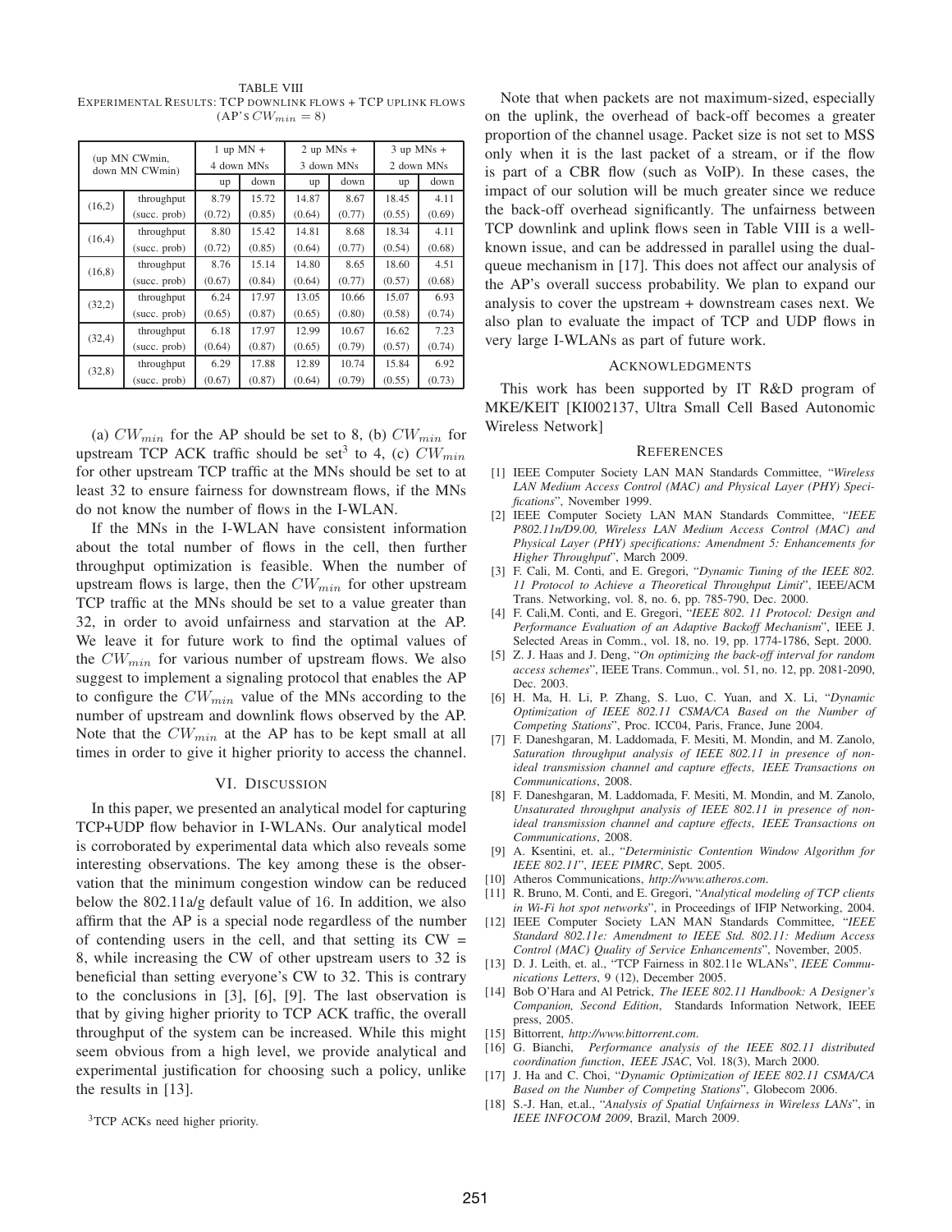TABLE VIII
EXPERIMENTAL RESULTS: TCP DOWNLINK FLOWS + TCP UPLINK FLOWS (AP'S $CW_{min} = 8$)

| (up MN CWmin, down MN CWmin) | | 1 up MN + 4 down MNs | | 2 up MNs + 3 down MNs | | 3 up MNs + 2 down MNs | |
|---|---|---|---|---|---|---|---|
| | | up | down | up | down | up | down |
| (16,2) | throughput | 8.79 | 15.72 | 14.87 | 8.67 | 18.45 | 4.11 |
| | (succ. prob) | (0.72) | (0.85) | (0.64) | (0.77) | (0.55) | (0.69) |
| (16,4) | throughput | 8.80 | 15.42 | 14.81 | 8.68 | 18.34 | 4.11 |
| | (succ. prob) | (0.72) | (0.85) | (0.64) | (0.77) | (0.54) | (0.68) |
| (16,8) | throughput | 8.76 | 15.14 | 14.80 | 8.65 | 18.60 | 4.51 |
| | (succ. prob) | (0.67) | (0.84) | (0.64) | (0.77) | (0.57) | (0.68) |
| (32,2) | throughput | 6.24 | 17.97 | 13.05 | 10.66 | 15.07 | 6.93 |
| | (succ. prob) | (0.65) | (0.87) | (0.65) | (0.80) | (0.58) | (0.74) |
| (32,4) | throughput | 6.18 | 17.97 | 12.99 | 10.67 | 16.62 | 7.23 |
| | (succ. prob) | (0.64) | (0.87) | (0.65) | (0.79) | (0.57) | (0.74) |
| (32,8) | throughput | 6.29 | 17.88 | 12.89 | 10.74 | 15.84 | 6.92 |
| | (succ. prob) | (0.67) | (0.87) | (0.64) | (0.79) | (0.55) | (0.73) |

(a) $CW_{min}$ for the AP should be set to 8, (b) $CW_{min}$ for upstream TCP ACK traffic should be set[3] to 4, (c) $CW_{min}$ for other upstream TCP traffic at the MNs should be set to at least 32 to ensure fairness for downstream flows, if the MNs do not know the number of flows in the I-WLAN.

If the MNs in the I-WLAN have consistent information about the total number of flows in the cell, then further throughput optimization is feasible. When the number of upstream flows is large, then the $CW_{min}$ for other upstream TCP traffic at the MNs should be set to a value greater than 32, in order to avoid unfairness and starvation at the AP. We leave it for future work to find the optimal values of the $CW_{min}$ for various number of upstream flows. We also suggest to implement a signaling protocol that enables the AP to configure the $CW_{min}$ value of the MNs according to the number of upstream and downlink flows observed by the AP. Note that the $CW_{min}$ at the AP has to be kept small at all times in order to give it higher priority to access the channel.

## VI. DISCUSSION

In this paper, we presented an analytical model for capturing TCP+UDP flow behavior in I-WLANs. Our analytical model is corroborated by experimental data which also reveals some interesting observations. The key among these is the observation that the minimum congestion window can be reduced below the 802.11a/g default value of 16. In addition, we also affirm that the AP is a special node regardless of the number of contending users in the cell, and that setting its CW = 8, while increasing the CW of other upstream users to 32 is beneficial than setting everyone's CW to 32. This is contrary to the conclusions in [3], [6], [9]. The last observation is that by giving higher priority to TCP ACK traffic, the overall throughput of the system can be increased. While this might seem obvious from a high level, we provide analytical and experimental justification for choosing such a policy, unlike the results in [13].

[3]TCP ACKs need higher priority.

Note that when packets are not maximum-sized, especially on the uplink, the overhead of back-off becomes a greater proportion of the channel usage. Packet size is not set to MSS only when it is the last packet of a stream, or if the flow is part of a CBR flow (such as VoIP). In these cases, the impact of our solution will be much greater since we reduce the back-off overhead significantly. The unfairness between TCP downlink and uplink flows seen in Table VIII is a well-known issue, and can be addressed in parallel using the dual-queue mechanism in [17]. This does not affect our analysis of the AP's overall success probability. We plan to expand our analysis to cover the upstream + downstream cases next. We also plan to evaluate the impact of TCP and UDP flows in very large I-WLANs as part of future work.

## ACKNOWLEDGMENTS

This work has been supported by IT R&D program of MKE/KEIT [KI002137, Ultra Small Cell Based Autonomic Wireless Network]

## REFERENCES

[1] IEEE Computer Society LAN MAN Standards Committee, "*Wireless LAN Medium Access Control (MAC) and Physical Layer (PHY) Specifications*", November 1999.

[2] IEEE Computer Society LAN MAN Standards Committee, "*IEEE P802.11n/D9.00, Wireless LAN Medium Access Control (MAC) and Physical Layer (PHY) specifications: Amendment 5: Enhancements for Higher Throughput*", March 2009.

[3] F. Cali, M. Conti, and E. Gregori, "*Dynamic Tuning of the IEEE 802. 11 Protocol to Achieve a Theoretical Throughput Limit*", IEEE/ACM Trans. Networking, vol. 8, no. 6, pp. 785-790, Dec. 2000.

[4] F. Cali,M. Conti, and E. Gregori, "*IEEE 802. 11 Protocol: Design and Performance Evaluation of an Adaptive Backoff Mechanism*", IEEE J. Selected Areas in Comm., vol. 18, no. 19, pp. 1774-1786, Sept. 2000.

[5] Z. J. Haas and J. Deng, "*On optimizing the back-off interval for random access schemes*", IEEE Trans. Commun., vol. 51, no. 12, pp. 2081-2090, Dec. 2003.

[6] H. Ma, H. Li, P. Zhang, S. Luo, C. Yuan, and X. Li, "*Dynamic Optimization of IEEE 802.11 CSMA/CA Based on the Number of Competing Stations*", Proc. ICC04, Paris, France, June 2004.

[7] F. Daneshgaran, M. Laddomada, F. Mesiti, M. Mondin, and M. Zanolo, *Saturation throughput analysis of IEEE 802.11 in presence of non-ideal transmission channel and capture effects*, *IEEE Transactions on Communications*, 2008.

[8] F. Daneshgaran, M. Laddomada, F. Mesiti, M. Mondin, and M. Zanolo, *Unsaturated throughput analysis of IEEE 802.11 in presence of non-ideal transmission channel and capture effects*, *IEEE Transactions on Communications*, 2008.

[9] A. Ksentini, et. al., "*Deterministic Contention Window Algorithm for IEEE 802.11*", *IEEE PIMRC*, Sept. 2005.

[10] Atheros Communications, *http://www.atheros.com*.

[11] R. Bruno, M. Conti, and E. Gregori, "*Analytical modeling of TCP clients in Wi-Fi hot spot networks*", in Proceedings of IFIP Networking, 2004.

[12] IEEE Computer Society LAN MAN Standards Committee, "*IEEE Standard 802.11e: Amendment to IEEE Std. 802.11: Medium Access Control (MAC) Quality of Service Enhancements*", November, 2005.

[13] D. J. Leith, et. al., "TCP Fairness in 802.11e WLANs", *IEEE Communications Letters*, 9 (12), December 2005.

[14] Bob O'Hara and Al Petrick, *The IEEE 802.11 Handbook: A Designer's Companion, Second Edition*, Standards Information Network, IEEE press, 2005.

[15] Bittorrent, *http://www.bittorrent.com*.

[16] G. Bianchi, *Performance analysis of the IEEE 802.11 distributed coordination function*, *IEEE JSAC*, Vol. 18(3), March 2000.

[17] J. Ha and C. Choi, "*Dynamic Optimization of IEEE 802.11 CSMA/CA Based on the Number of Competing Stations*", Globecom 2006.

[18] S.-J. Han, et.al., "*Analysis of Spatial Unfairness in Wireless LANs*", in *IEEE INFOCOM 2009*, Brazil, March 2009.